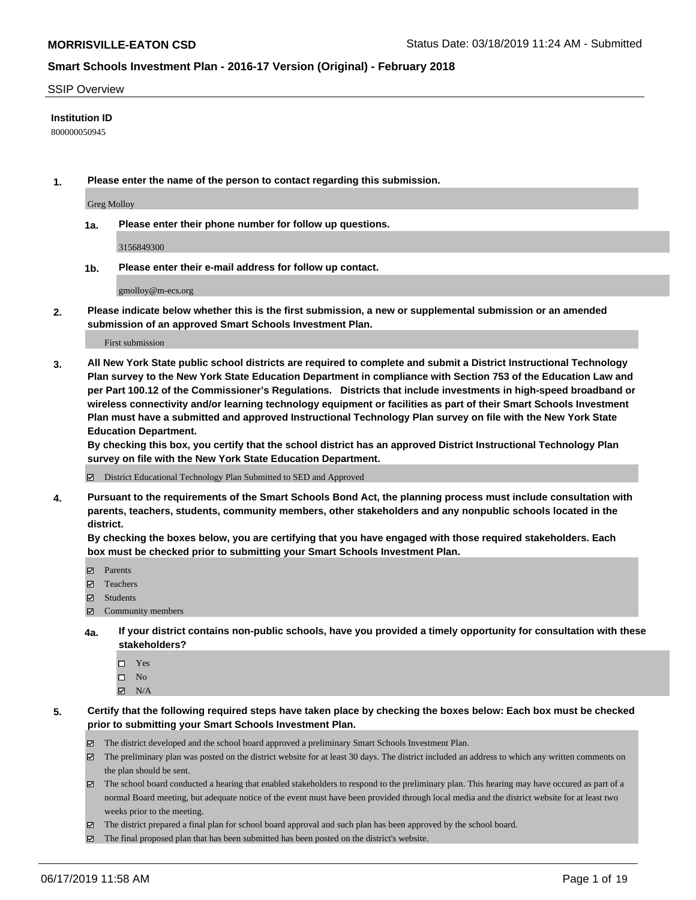**MORRISVILLE-EATON CSD** Status Date: 03/18/2019 11:24 AM - Submitted

**Smart Schools Investment Plan - 2016-17 Version (Original) - February 2018**

SSIP Overview

**Institution ID**

800000050945

**1. Please enter the name of the person to contact regarding this submission.**

Greg Molloy

**1a. Please enter their phone number for follow up questions.**

3156849300

**1b. Please enter their e-mail address for follow up contact.**

gmolloy@m-ecs.org

**2. Please indicate below whether this is the first submission, a new or supplemental submission or an amended submission of an approved Smart Schools Investment Plan.**

First submission

**3. All New York State public school districts are required to complete and submit a District Instructional Technology Plan survey to the New York State Education Department in compliance with Section 753 of the Education Law and per Part 100.12 of the Commissioner's Regulations. Districts that include investments in high-speed broadband or wireless connectivity and/or learning technology equipment or facilities as part of their Smart Schools Investment Plan must have a submitted and approved Instructional Technology Plan survey on file with the New York State Education Department.**
**By checking this box, you certify that the school district has an approved District Instructional Technology Plan survey on file with the New York State Education Department.**

- [x] District Educational Technology Plan Submitted to SED and Approved

**4. Pursuant to the requirements of the Smart Schools Bond Act, the planning process must include consultation with parents, teachers, students, community members, other stakeholders and any nonpublic schools located in the district.**
**By checking the boxes below, you are certifying that you have engaged with those required stakeholders. Each box must be checked prior to submitting your Smart Schools Investment Plan.**

- [x] Parents
- [x] Teachers
- [x] Students
- [x] Community members

**4a. If your district contains non-public schools, have you provided a timely opportunity for consultation with these stakeholders?**

- [ ] Yes
- [ ] No
- [x] N/A

**5. Certify that the following required steps have taken place by checking the boxes below: Each box must be checked prior to submitting your Smart Schools Investment Plan.**

- [x] The district developed and the school board approved a preliminary Smart Schools Investment Plan.
- [x] The preliminary plan was posted on the district website for at least 30 days. The district included an address to which any written comments on the plan should be sent.
- [x] The school board conducted a hearing that enabled stakeholders to respond to the preliminary plan. This hearing may have occured as part of a normal Board meeting, but adequate notice of the event must have been provided through local media and the district website for at least two weeks prior to the meeting.
- [x] The district prepared a final plan for school board approval and such plan has been approved by the school board.
- [x] The final proposed plan that has been submitted has been posted on the district's website.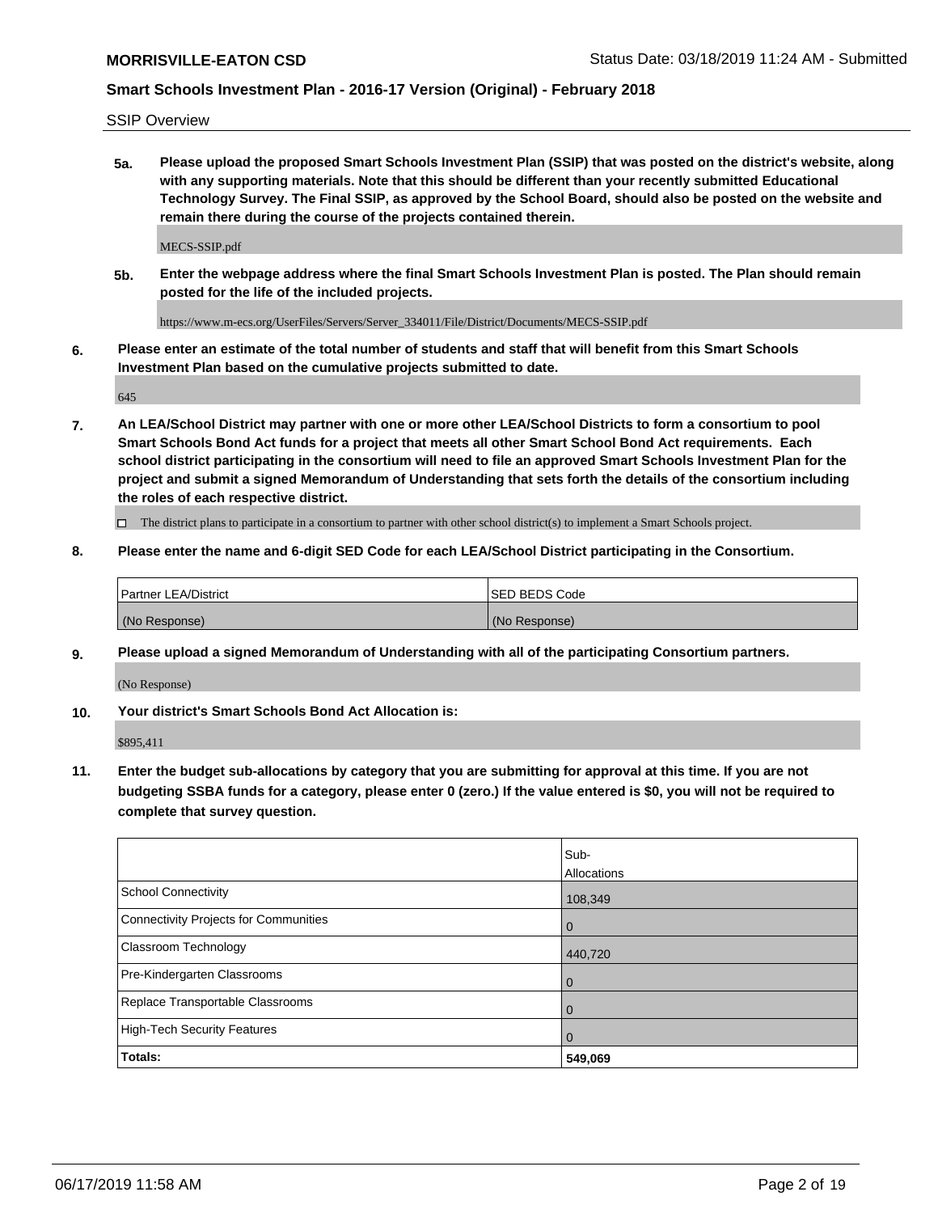SSIP Overview

**5a.** **Please upload the proposed Smart Schools Investment Plan (SSIP) that was posted on the district's website, along with any supporting materials. Note that this should be different than your recently submitted Educational Technology Survey. The Final SSIP, as approved by the School Board, should also be posted on the website and remain there during the course of the projects contained therein.**

MECS-SSIP.pdf

**5b.** **Enter the webpage address where the final Smart Schools Investment Plan is posted. The Plan should remain posted for the life of the included projects.**

https://www.m-ecs.org/UserFiles/Servers/Server_334011/File/District/Documents/MECS-SSIP.pdf

**6.** **Please enter an estimate of the total number of students and staff that will benefit from this Smart Schools Investment Plan based on the cumulative projects submitted to date.**

645

**7.** **An LEA/School District may partner with one or more other LEA/School Districts to form a consortium to pool Smart Schools Bond Act funds for a project that meets all other Smart School Bond Act requirements. Each school district participating in the consortium will need to file an approved Smart Schools Investment Plan for the project and submit a signed Memorandum of Understanding that sets forth the details of the consortium including the roles of each respective district.**

☐ The district plans to participate in a consortium to partner with other school district(s) to implement a Smart Schools project.

**8.** **Please enter the name and 6-digit SED Code for each LEA/School District participating in the Consortium.**

| Partner LEA/District | SED BEDS Code |
| --- | --- |
| (No Response) | (No Response) |

**9.** **Please upload a signed Memorandum of Understanding with all of the participating Consortium partners.**

(No Response)

**10.** **Your district's Smart Schools Bond Act Allocation is:**

$895,411

**11.** **Enter the budget sub-allocations by category that you are submitting for approval at this time. If you are not budgeting SSBA funds for a category, please enter 0 (zero.) If the value entered is $0, you will not be required to complete that survey question.**

| | Sub-Allocations |
| --- | --- |
| School Connectivity | 108,349 |
| Connectivity Projects for Communities | 0 |
| Classroom Technology | 440,720 |
| Pre-Kindergarten Classrooms | 0 |
| Replace Transportable Classrooms | 0 |
| High-Tech Security Features | 0 |
| **Totals:** | **549,069** |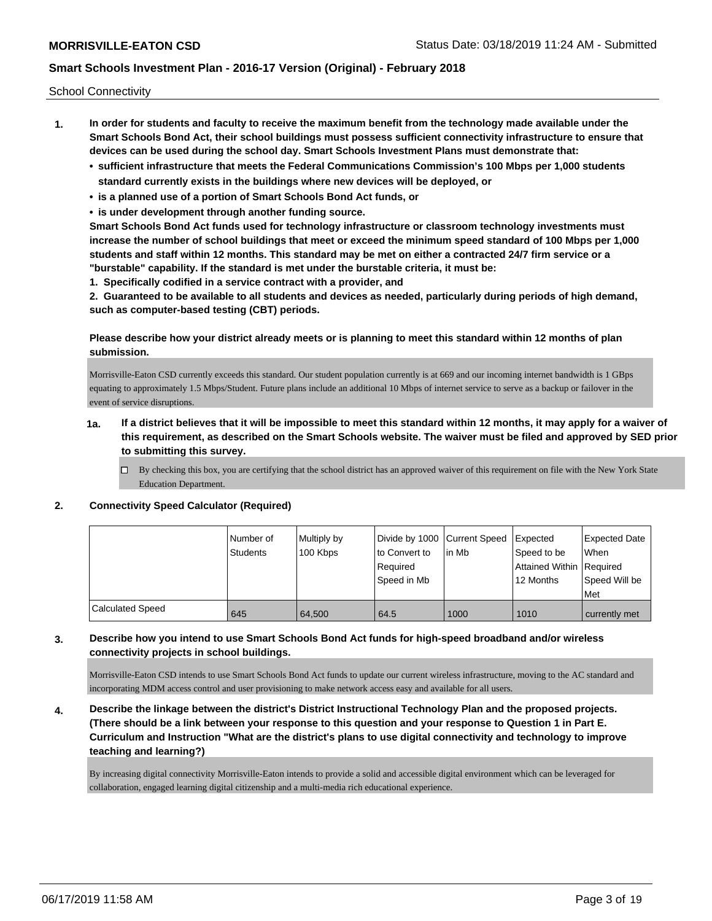School Connectivity

1. **In order for students and faculty to receive the maximum benefit from the technology made available under the Smart Schools Bond Act, their school buildings must possess sufficient connectivity infrastructure to ensure that devices can be used during the school day. Smart Schools Investment Plans must demonstrate that:**
   - **sufficient infrastructure that meets the Federal Communications Commission's 100 Mbps per 1,000 students standard currently exists in the buildings where new devices will be deployed, or**
   - **is a planned use of a portion of Smart Schools Bond Act funds, or**
   - **is under development through another funding source.**

   **Smart Schools Bond Act funds used for technology infrastructure or classroom technology investments must increase the number of school buildings that meet or exceed the minimum speed standard of 100 Mbps per 1,000 students and staff within 12 months. This standard may be met on either a contracted 24/7 firm service or a "burstable" capability. If the standard is met under the burstable criteria, it must be:**

   **1. Specifically codified in a service contract with a provider, and**

   **2. Guaranteed to be available to all students and devices as needed, particularly during periods of high demand, such as computer-based testing (CBT) periods.**

   **Please describe how your district already meets or is planning to meet this standard within 12 months of plan submission.**

   Morrisville-Eaton CSD currently exceeds this standard. Our student population currently is at 669 and our incoming internet bandwidth is 1 GBps equating to approximately 1.5 Mbps/Student. Future plans include an additional 10 Mbps of internet service to serve as a backup or failover in the event of service disruptions.

   **1a. If a district believes that it will be impossible to meet this standard within 12 months, it may apply for a waiver of this requirement, as described on the Smart Schools website. The waiver must be filed and approved by SED prior to submitting this survey.**

   ☐ By checking this box, you are certifying that the school district has an approved waiver of this requirement on file with the New York State Education Department.

2. **Connectivity Speed Calculator (Required)**

| | Number of Students | Multiply by 100 Kbps | Divide by 1000 to Convert to Required Speed in Mb | Current Speed in Mb | Expected Speed to be Attained Within 12 Months | Expected Date When Required Speed Will be Met |
|---|---|---|---|---|---|---|
| Calculated Speed | 645 | 64,500 | 64.5 | 1000 | 1010 | currently met |

3. **Describe how you intend to use Smart Schools Bond Act funds for high-speed broadband and/or wireless connectivity projects in school buildings.**

   Morrisville-Eaton CSD intends to use Smart Schools Bond Act funds to update our current wireless infrastructure, moving to the AC standard and incorporating MDM access control and user provisioning to make network access easy and available for all users.

4. **Describe the linkage between the district's District Instructional Technology Plan and the proposed projects. (There should be a link between your response to this question and your response to Question 1 in Part E. Curriculum and Instruction "What are the district's plans to use digital connectivity and technology to improve teaching and learning?)**

   By increasing digital connectivity Morrisville-Eaton intends to provide a solid and accessible digital environment which can be leveraged for collaboration, engaged learning digital citizenship and a multi-media rich educational experience.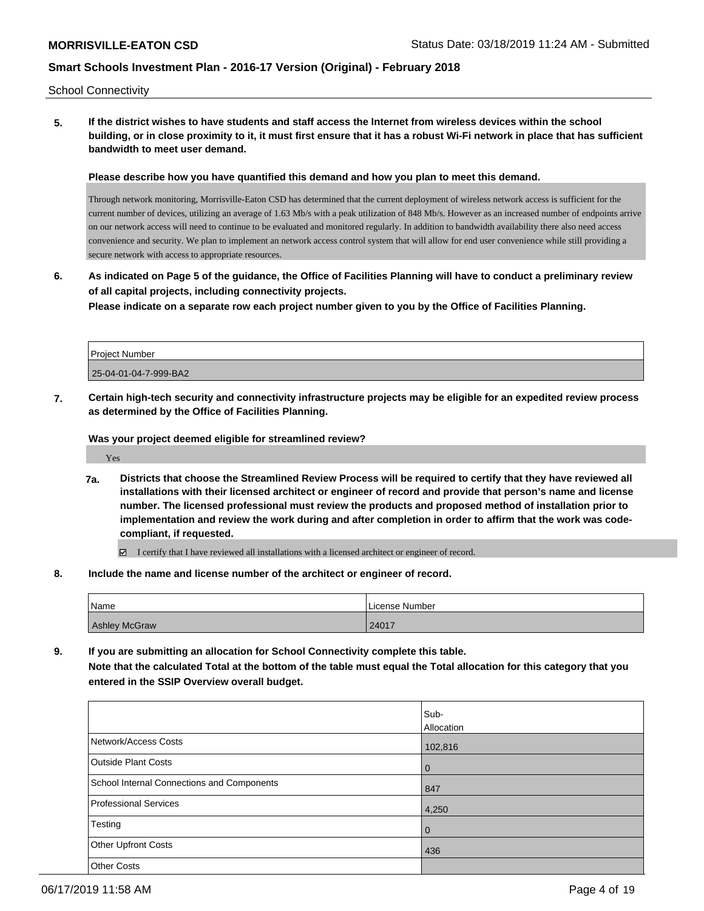School Connectivity

**5. If the district wishes to have students and staff access the Internet from wireless devices within the school building, or in close proximity to it, it must first ensure that it has a robust Wi-Fi network in place that has sufficient bandwidth to meet user demand.**

**Please describe how you have quantified this demand and how you plan to meet this demand.**

Through network monitoring, Morrisville-Eaton CSD has determined that the current deployment of wireless network access is sufficient for the current number of devices, utilizing an average of 1.63 Mb/s with a peak utilization of 848 Mb/s. However as an increased number of endpoints arrive on our network access will need to continue to be evaluated and monitored regularly. In addition to bandwidth availability there also need access convenience and security. We plan to implement an network access control system that will allow for end user convenience while still providing a secure network with access to appropriate resources.

**6. As indicated on Page 5 of the guidance, the Office of Facilities Planning will have to conduct a preliminary review of all capital projects, including connectivity projects.**
**Please indicate on a separate row each project number given to you by the Office of Facilities Planning.**

| Project Number |
|---|
| 25-04-01-04-7-999-BA2 |

**7. Certain high-tech security and connectivity infrastructure projects may be eligible for an expedited review process as determined by the Office of Facilities Planning.**

**Was your project deemed eligible for streamlined review?**

Yes

**7a. Districts that choose the Streamlined Review Process will be required to certify that they have reviewed all installations with their licensed architect or engineer of record and provide that person's name and license number. The licensed professional must review the products and proposed method of installation prior to implementation and review the work during and after completion in order to affirm that the work was code-compliant, if requested.**

☑ I certify that I have reviewed all installations with a licensed architect or engineer of record.

**8. Include the name and license number of the architect or engineer of record.**

| Name | License Number |
|---|---|
| Ashley McGraw | 24017 |

**9. If you are submitting an allocation for School Connectivity complete this table.**
**Note that the calculated Total at the bottom of the table must equal the Total allocation for this category that you entered in the SSIP Overview overall budget.**

| | Sub-Allocation |
|---|---|
| Network/Access Costs | 102,816 |
| Outside Plant Costs | 0 |
| School Internal Connections and Components | 847 |
| Professional Services | 4,250 |
| Testing | 0 |
| Other Upfront Costs | 436 |
| Other Costs | |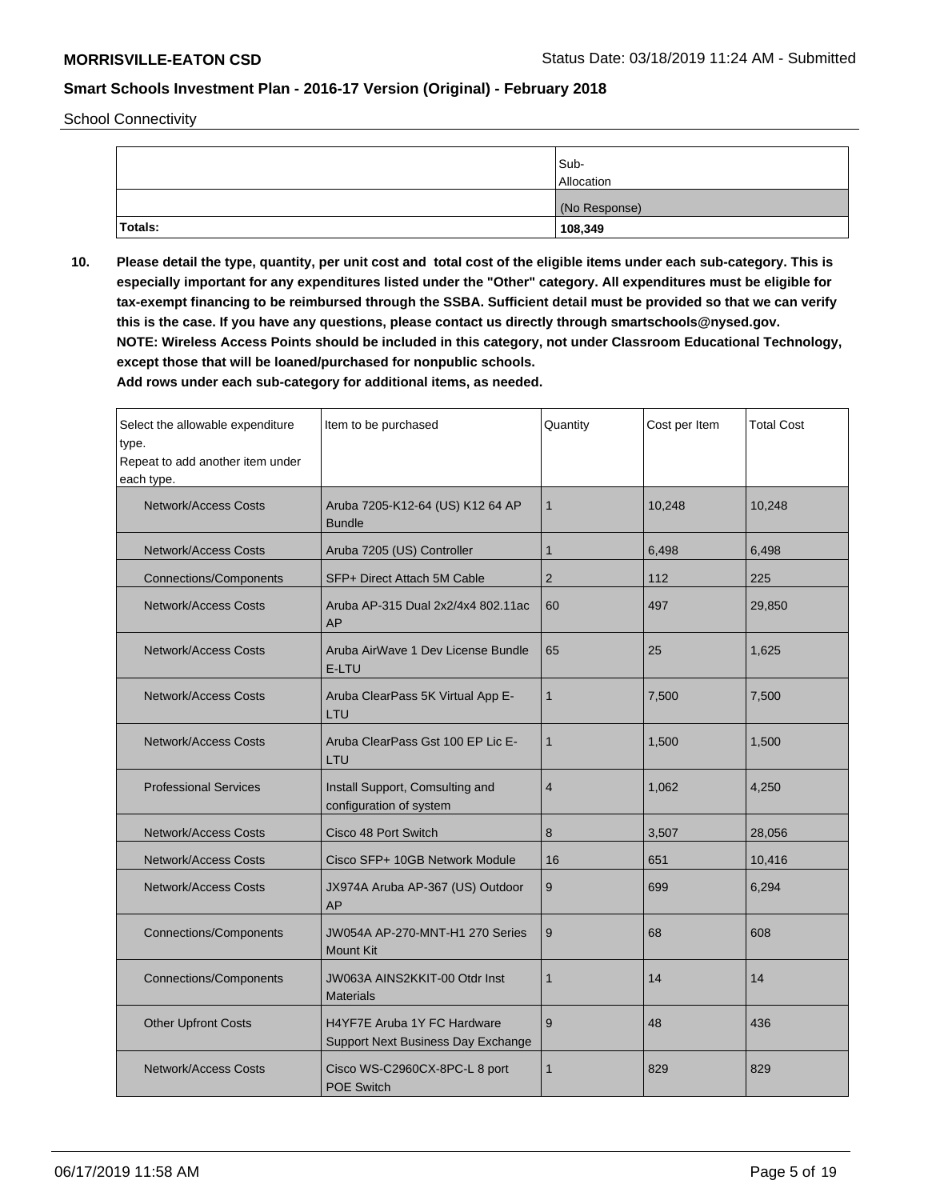School Connectivity

| | Sub-Allocation |
|---|---|
| | (No Response) |
| **Totals:** | **108,349** |

**10. Please detail the type, quantity, per unit cost and total cost of the eligible items under each sub-category. This is especially important for any expenditures listed under the "Other" category. All expenditures must be eligible for tax-exempt financing to be reimbursed through the SSBA. Sufficient detail must be provided so that we can verify this is the case. If you have any questions, please contact us directly through smartschools@nysed.gov.**
**NOTE: Wireless Access Points should be included in this category, not under Classroom Educational Technology, except those that will be loaned/purchased for nonpublic schools.**
**Add rows under each sub-category for additional items, as needed.**

| Select the allowable expenditure type. Repeat to add another item under each type. | Item to be purchased | Quantity | Cost per Item | Total Cost |
|---|---|---|---|---|
| Network/Access Costs | Aruba 7205-K12-64 (US) K12 64 AP Bundle | 1 | 10,248 | 10,248 |
| Network/Access Costs | Aruba 7205 (US) Controller | 1 | 6,498 | 6,498 |
| Connections/Components | SFP+ Direct Attach 5M Cable | 2 | 112 | 225 |
| Network/Access Costs | Aruba AP-315 Dual 2x2/4x4 802.11ac AP | 60 | 497 | 29,850 |
| Network/Access Costs | Aruba AirWave 1 Dev License Bundle E-LTU | 65 | 25 | 1,625 |
| Network/Access Costs | Aruba ClearPass 5K Virtual App E-LTU | 1 | 7,500 | 7,500 |
| Network/Access Costs | Aruba ClearPass Gst 100 EP Lic E-LTU | 1 | 1,500 | 1,500 |
| Professional Services | Install Support, Comsulting and configuration of system | 4 | 1,062 | 4,250 |
| Network/Access Costs | Cisco 48 Port Switch | 8 | 3,507 | 28,056 |
| Network/Access Costs | Cisco SFP+ 10GB Network Module | 16 | 651 | 10,416 |
| Network/Access Costs | JX974A Aruba AP-367 (US) Outdoor AP | 9 | 699 | 6,294 |
| Connections/Components | JW054A AP-270-MNT-H1 270 Series Mount Kit | 9 | 68 | 608 |
| Connections/Components | JW063A AINS2KKIT-00 Otdr Inst Materials | 1 | 14 | 14 |
| Other Upfront Costs | H4YF7E Aruba 1Y FC Hardware Support Next Business Day Exchange | 9 | 48 | 436 |
| Network/Access Costs | Cisco WS-C2960CX-8PC-L 8 port POE Switch | 1 | 829 | 829 |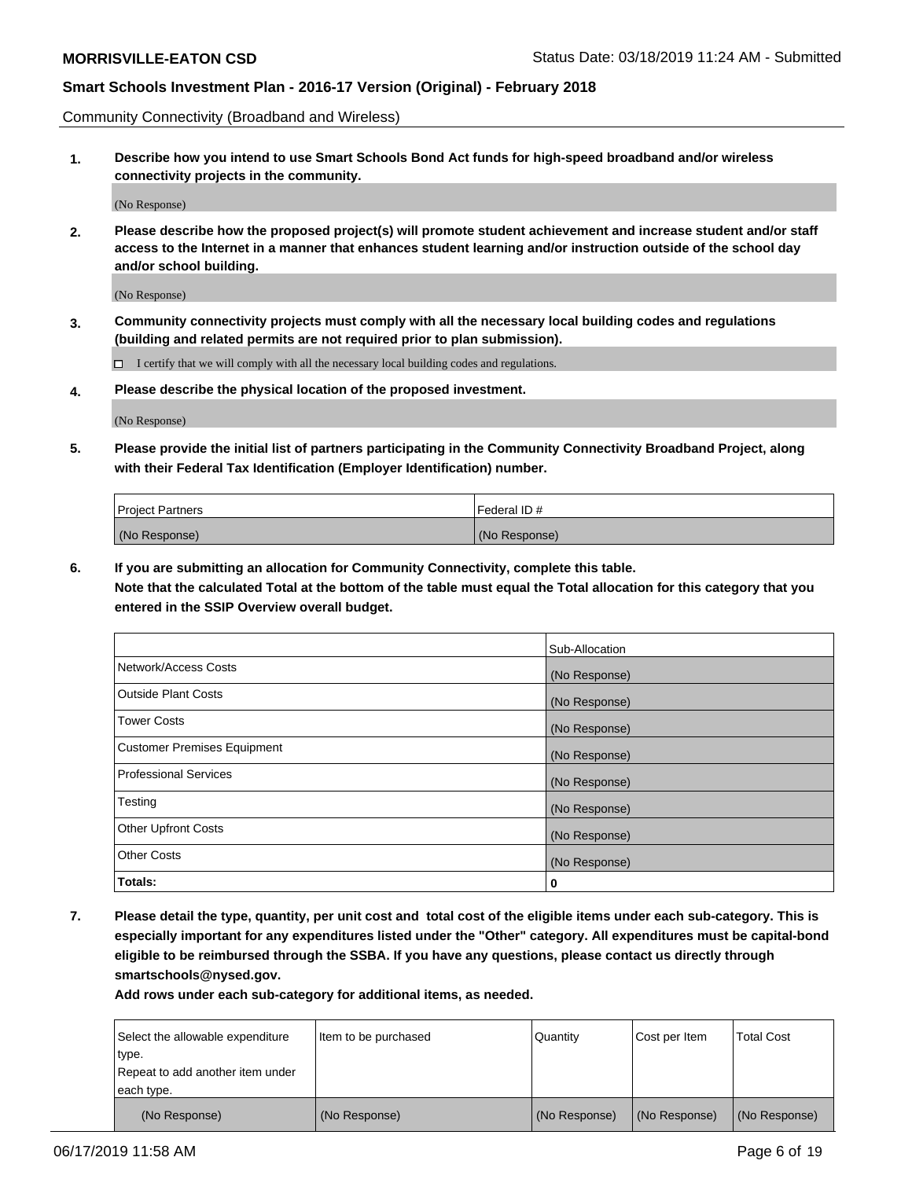Community Connectivity (Broadband and Wireless)

**1. Describe how you intend to use Smart Schools Bond Act funds for high-speed broadband and/or wireless connectivity projects in the community.**

(No Response)

**2. Please describe how the proposed project(s) will promote student achievement and increase student and/or staff access to the Internet in a manner that enhances student learning and/or instruction outside of the school day and/or school building.**

(No Response)

**3. Community connectivity projects must comply with all the necessary local building codes and regulations (building and related permits are not required prior to plan submission).**

☐ I certify that we will comply with all the necessary local building codes and regulations.

**4. Please describe the physical location of the proposed investment.**

(No Response)

**5. Please provide the initial list of partners participating in the Community Connectivity Broadband Project, along with their Federal Tax Identification (Employer Identification) number.**

| Project Partners | Federal ID # |
|---|---|
| (No Response) | (No Response) |

**6. If you are submitting an allocation for Community Connectivity, complete this table.**
**Note that the calculated Total at the bottom of the table must equal the Total allocation for this category that you entered in the SSIP Overview overall budget.**

| | Sub-Allocation |
|---|---|
| Network/Access Costs | (No Response) |
| Outside Plant Costs | (No Response) |
| Tower Costs | (No Response) |
| Customer Premises Equipment | (No Response) |
| Professional Services | (No Response) |
| Testing | (No Response) |
| Other Upfront Costs | (No Response) |
| Other Costs | (No Response) |
| **Totals:** | **0** |

**7. Please detail the type, quantity, per unit cost and total cost of the eligible items under each sub-category. This is especially important for any expenditures listed under the "Other" category. All expenditures must be capital-bond eligible to be reimbursed through the SSBA. If you have any questions, please contact us directly through smartschools@nysed.gov.**

**Add rows under each sub-category for additional items, as needed.**

| Select the allowable expenditure type. Repeat to add another item under each type. | Item to be purchased | Quantity | Cost per Item | Total Cost |
|---|---|---|---|---|
| (No Response) | (No Response) | (No Response) | (No Response) | (No Response) |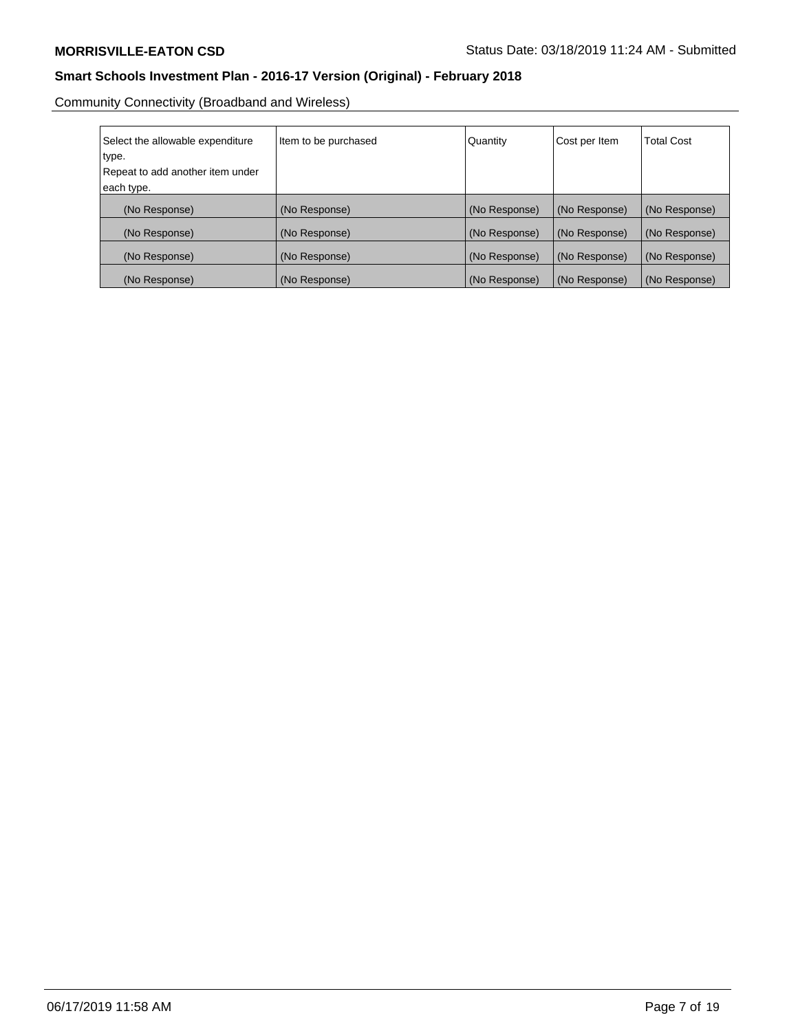Community Connectivity (Broadband and Wireless)

| Select the allowable expenditure type. Repeat to add another item under each type. | Item to be purchased | Quantity | Cost per Item | Total Cost |
|---|---|---|---|---|
| (No Response) | (No Response) | (No Response) | (No Response) | (No Response) |
| (No Response) | (No Response) | (No Response) | (No Response) | (No Response) |
| (No Response) | (No Response) | (No Response) | (No Response) | (No Response) |
| (No Response) | (No Response) | (No Response) | (No Response) | (No Response) |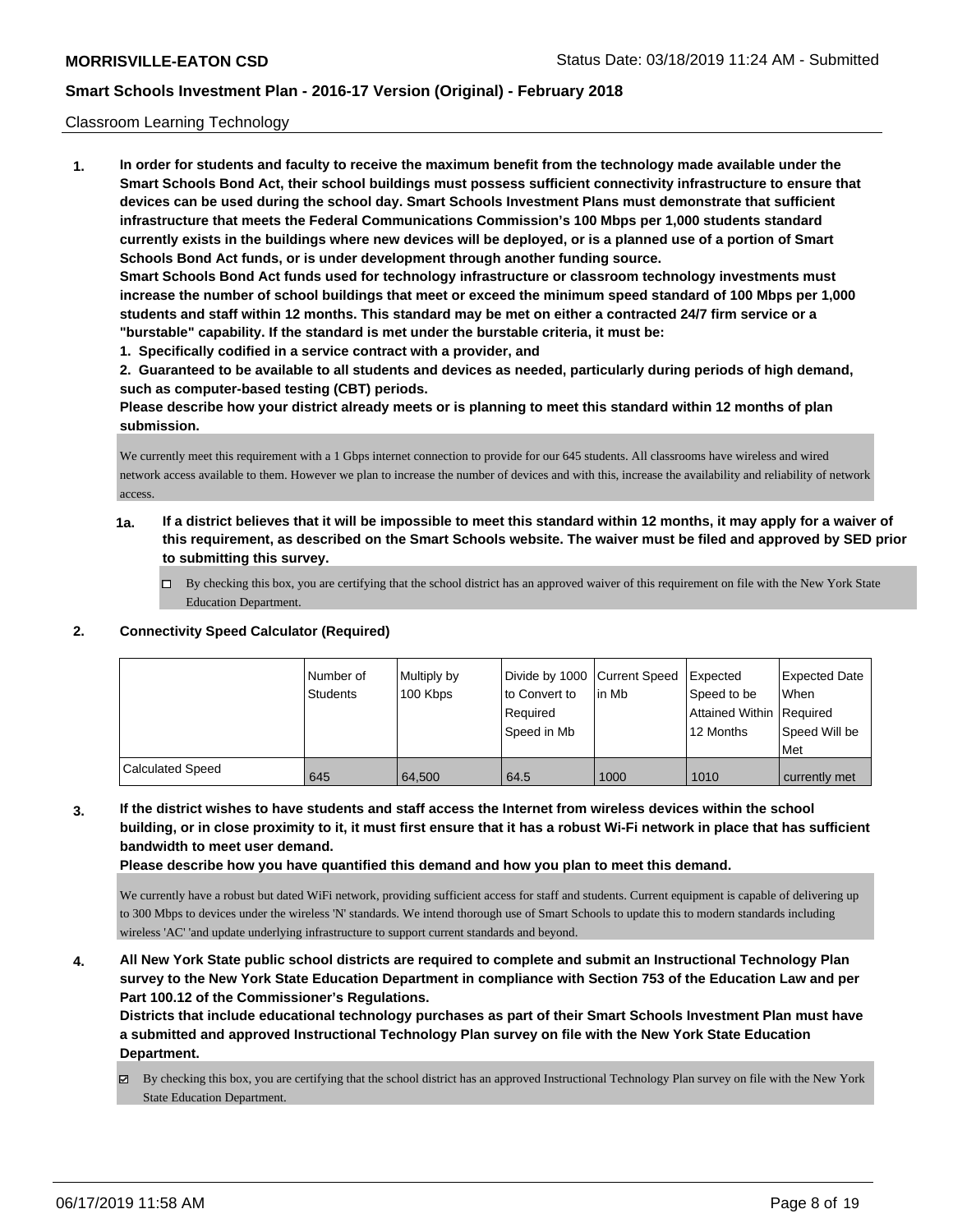Classroom Learning Technology

**1. In order for students and faculty to receive the maximum benefit from the technology made available under the Smart Schools Bond Act, their school buildings must possess sufficient connectivity infrastructure to ensure that devices can be used during the school day. Smart Schools Investment Plans must demonstrate that sufficient infrastructure that meets the Federal Communications Commission's 100 Mbps per 1,000 students standard currently exists in the buildings where new devices will be deployed, or is a planned use of a portion of Smart Schools Bond Act funds, or is under development through another funding source.**

**Smart Schools Bond Act funds used for technology infrastructure or classroom technology investments must increase the number of school buildings that meet or exceed the minimum speed standard of 100 Mbps per 1,000 students and staff within 12 months. This standard may be met on either a contracted 24/7 firm service or a "burstable" capability. If the standard is met under the burstable criteria, it must be:**

**1. Specifically codified in a service contract with a provider, and**

**2. Guaranteed to be available to all students and devices as needed, particularly during periods of high demand, such as computer-based testing (CBT) periods.**

**Please describe how your district already meets or is planning to meet this standard within 12 months of plan submission.**

We currently meet this requirement with a 1 Gbps internet connection to provide for our 645 students. All classrooms have wireless and wired network access available to them. However we plan to increase the number of devices and with this, increase the availability and reliability of network access.

**1a. If a district believes that it will be impossible to meet this standard within 12 months, it may apply for a waiver of this requirement, as described on the Smart Schools website. The waiver must be filed and approved by SED prior to submitting this survey.**

☐ By checking this box, you are certifying that the school district has an approved waiver of this requirement on file with the New York State Education Department.

**2. Connectivity Speed Calculator (Required)**

| | Number of Students | Multiply by 100 Kbps | Divide by 1000 to Convert to Required Speed in Mb | Current Speed in Mb | Expected Speed to be Attained Within 12 Months | Expected Date When Required Speed Will be Met |
|---|---|---|---|---|---|---|
| Calculated Speed | 645 | 64,500 | 64.5 | 1000 | 1010 | currently met |

**3. If the district wishes to have students and staff access the Internet from wireless devices within the school building, or in close proximity to it, it must first ensure that it has a robust Wi-Fi network in place that has sufficient bandwidth to meet user demand.**

**Please describe how you have quantified this demand and how you plan to meet this demand.**

We currently have a robust but dated WiFi network, providing sufficient access for staff and students. Current equipment is capable of delivering up to 300 Mbps to devices under the wireless 'N' standards. We intend thorough use of Smart Schools to update this to modern standards including wireless 'AC' 'and update underlying infrastructure to support current standards and beyond.

**4. All New York State public school districts are required to complete and submit an Instructional Technology Plan survey to the New York State Education Department in compliance with Section 753 of the Education Law and per Part 100.12 of the Commissioner's Regulations.**

**Districts that include educational technology purchases as part of their Smart Schools Investment Plan must have a submitted and approved Instructional Technology Plan survey on file with the New York State Education Department.**

☑ By checking this box, you are certifying that the school district has an approved Instructional Technology Plan survey on file with the New York State Education Department.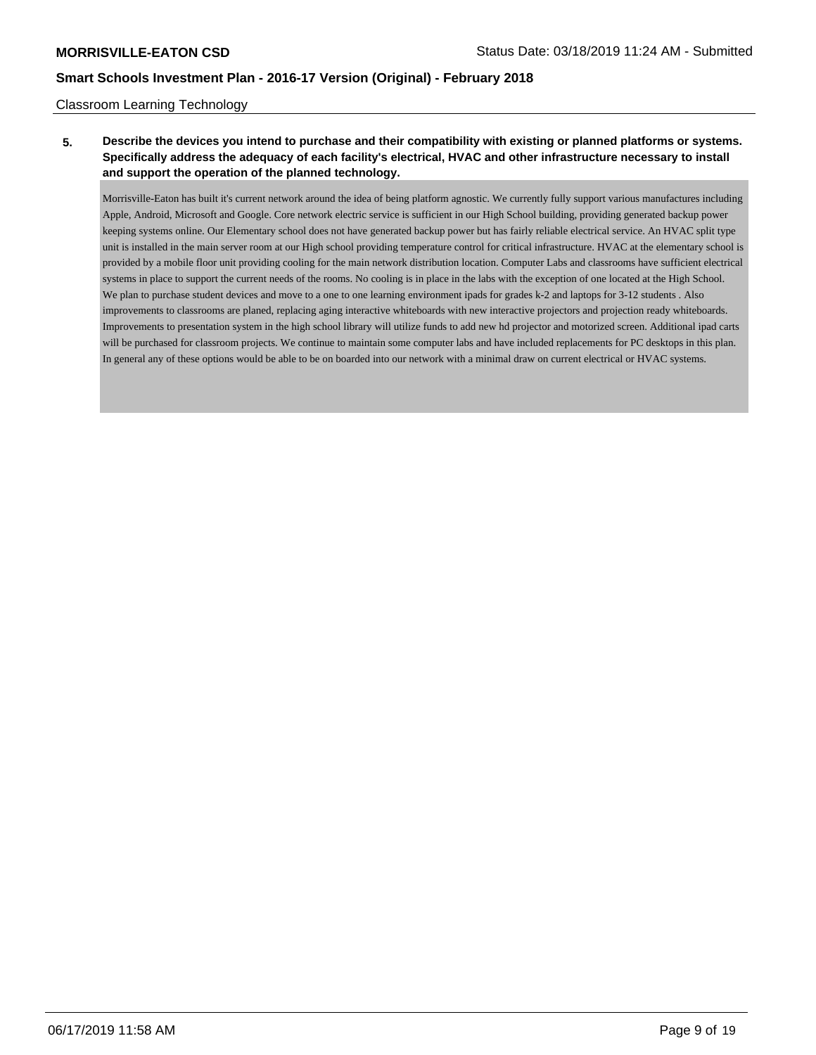Classroom Learning Technology

**5. Describe the devices you intend to purchase and their compatibility with existing or planned platforms or systems. Specifically address the adequacy of each facility's electrical, HVAC and other infrastructure necessary to install and support the operation of the planned technology.**

Morrisville-Eaton has built it's current network around the idea of being platform agnostic. We currently fully support various manufactures including Apple, Android, Microsoft and Google. Core network electric service is sufficient in our High School building, providing generated backup power keeping systems online. Our Elementary school does not have generated backup power but has fairly reliable electrical service. An HVAC split type unit is installed in the main server room at our High school providing temperature control for critical infrastructure. HVAC at the elementary school is provided by a mobile floor unit providing cooling for the main network distribution location. Computer Labs and classrooms have sufficient electrical systems in place to support the current needs of the rooms. No cooling is in place in the labs with the exception of one located at the High School. We plan to purchase student devices and move to a one to one learning environment ipads for grades k-2 and laptops for 3-12 students . Also improvements to classrooms are planed, replacing aging interactive whiteboards with new interactive projectors and projection ready whiteboards. Improvements to presentation system in the high school library will utilize funds to add new hd projector and motorized screen. Additional ipad carts will be purchased for classroom projects. We continue to maintain some computer labs and have included replacements for PC desktops in this plan. In general any of these options would be able to be on boarded into our network with a minimal draw on current electrical or HVAC systems.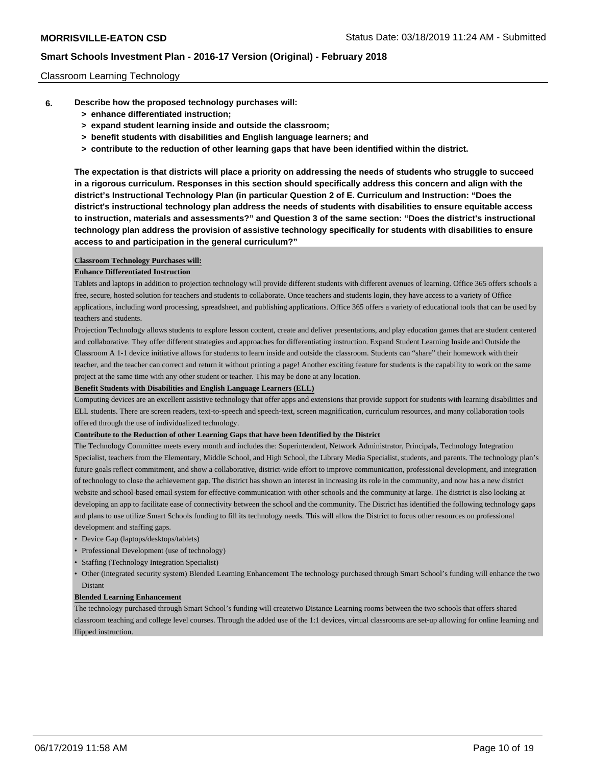Classroom Learning Technology

**6. Describe how the proposed technology purchases will:**

- **> enhance differentiated instruction;**
- **> expand student learning inside and outside the classroom;**
- **> benefit students with disabilities and English language learners; and**
- **> contribute to the reduction of other learning gaps that have been identified within the district.**

**The expectation is that districts will place a priority on addressing the needs of students who struggle to succeed in a rigorous curriculum. Responses in this section should specifically address this concern and align with the district's Instructional Technology Plan (in particular Question 2 of E. Curriculum and Instruction: "Does the district's instructional technology plan address the needs of students with disabilities to ensure equitable access to instruction, materials and assessments?" and Question 3 of the same section: "Does the district's instructional technology plan address the provision of assistive technology specifically for students with disabilities to ensure access to and participation in the general curriculum?"**

**Classroom Technology Purchases will:**

**Enhance Differentiated Instruction**

Tablets and laptops in addition to projection technology will provide different students with different avenues of learning. Office 365 offers schools a free, secure, hosted solution for teachers and students to collaborate. Once teachers and students login, they have access to a variety of Office applications, including word processing, spreadsheet, and publishing applications. Office 365 offers a variety of educational tools that can be used by teachers and students.

Projection Technology allows students to explore lesson content, create and deliver presentations, and play education games that are student centered and collaborative. They offer different strategies and approaches for differentiating instruction. Expand Student Learning Inside and Outside the Classroom A 1-1 device initiative allows for students to learn inside and outside the classroom. Students can "share" their homework with their teacher, and the teacher can correct and return it without printing a page! Another exciting feature for students is the capability to work on the same project at the same time with any other student or teacher. This may be done at any location.

**Benefit Students with Disabilities and English Language Learners (ELL)**

Computing devices are an excellent assistive technology that offer apps and extensions that provide support for students with learning disabilities and ELL students. There are screen readers, text-to-speech and speech-text, screen magnification, curriculum resources, and many collaboration tools offered through the use of individualized technology.

**Contribute to the Reduction of other Learning Gaps that have been Identified by the District**

The Technology Committee meets every month and includes the: Superintendent, Network Administrator, Principals, Technology Integration Specialist, teachers from the Elementary, Middle School, and High School, the Library Media Specialist, students, and parents. The technology plan's future goals reflect commitment, and show a collaborative, district-wide effort to improve communication, professional development, and integration of technology to close the achievement gap. The district has shown an interest in increasing its role in the community, and now has a new district website and school-based email system for effective communication with other schools and the community at large. The district is also looking at developing an app to facilitate ease of connectivity between the school and the community. The District has identified the following technology gaps and plans to use utilize Smart Schools funding to fill its technology needs. This will allow the District to focus other resources on professional development and staffing gaps.

- Device Gap (laptops/desktops/tablets)
- Professional Development (use of technology)
- Staffing (Technology Integration Specialist)
- Other (integrated security system) Blended Learning Enhancement The technology purchased through Smart School's funding will enhance the two Distant

**Blended Learning Enhancement**

The technology purchased through Smart School's funding will createtwo Distance Learning rooms between the two schools that offers shared classroom teaching and college level courses. Through the added use of the 1:1 devices, virtual classrooms are set-up allowing for online learning and flipped instruction.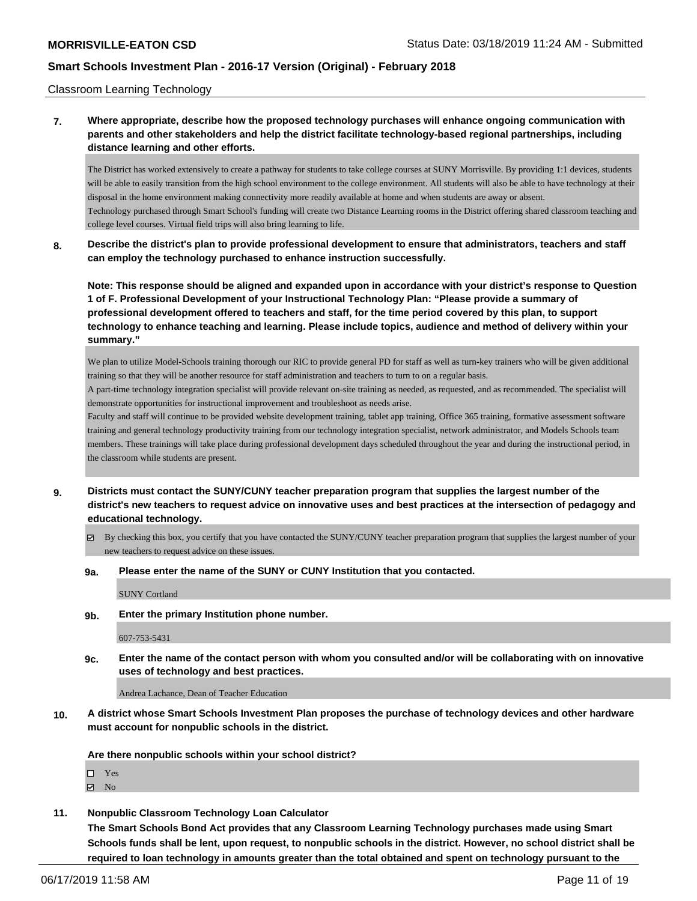## Classroom Learning Technology

**7. Where appropriate, describe how the proposed technology purchases will enhance ongoing communication with parents and other stakeholders and help the district facilitate technology-based regional partnerships, including distance learning and other efforts.**

The District has worked extensively to create a pathway for students to take college courses at SUNY Morrisville. By providing 1:1 devices, students will be able to easily transition from the high school environment to the college environment. All students will also be able to have technology at their disposal in the home environment making connectivity more readily available at home and when students are away or absent.
Technology purchased through Smart School's funding will create two Distance Learning rooms in the District offering shared classroom teaching and college level courses. Virtual field trips will also bring learning to life.

**8. Describe the district's plan to provide professional development to ensure that administrators, teachers and staff can employ the technology purchased to enhance instruction successfully.**

**Note: This response should be aligned and expanded upon in accordance with your district's response to Question 1 of F. Professional Development of your Instructional Technology Plan: "Please provide a summary of professional development offered to teachers and staff, for the time period covered by this plan, to support technology to enhance teaching and learning. Please include topics, audience and method of delivery within your summary."**

We plan to utilize Model-Schools training thorough our RIC to provide general PD for staff as well as turn-key trainers who will be given additional training so that they will be another resource for staff administration and teachers to turn to on a regular basis.
A part-time technology integration specialist will provide relevant on-site training as needed, as requested, and as recommended. The specialist will demonstrate opportunities for instructional improvement and troubleshoot as needs arise.
Faculty and staff will continue to be provided website development training, tablet app training, Office 365 training, formative assessment software training and general technology productivity training from our technology integration specialist, network administrator, and Models Schools team members. These trainings will take place during professional development days scheduled throughout the year and during the instructional period, in the classroom while students are present.

**9. Districts must contact the SUNY/CUNY teacher preparation program that supplies the largest number of the district's new teachers to request advice on innovative uses and best practices at the intersection of pedagogy and educational technology.**

☑ By checking this box, you certify that you have contacted the SUNY/CUNY teacher preparation program that supplies the largest number of your new teachers to request advice on these issues.

**9a. Please enter the name of the SUNY or CUNY Institution that you contacted.**

SUNY Cortland

**9b. Enter the primary Institution phone number.**

607-753-5431

**9c. Enter the name of the contact person with whom you consulted and/or will be collaborating with on innovative uses of technology and best practices.**

Andrea Lachance, Dean of Teacher Education

**10. A district whose Smart Schools Investment Plan proposes the purchase of technology devices and other hardware must account for nonpublic schools in the district.**

**Are there nonpublic schools within your school district?**

☐ Yes
☑ No

**11. Nonpublic Classroom Technology Loan Calculator**
**The Smart Schools Bond Act provides that any Classroom Learning Technology purchases made using Smart Schools funds shall be lent, upon request, to nonpublic schools in the district. However, no school district shall be required to loan technology in amounts greater than the total obtained and spent on technology pursuant to the**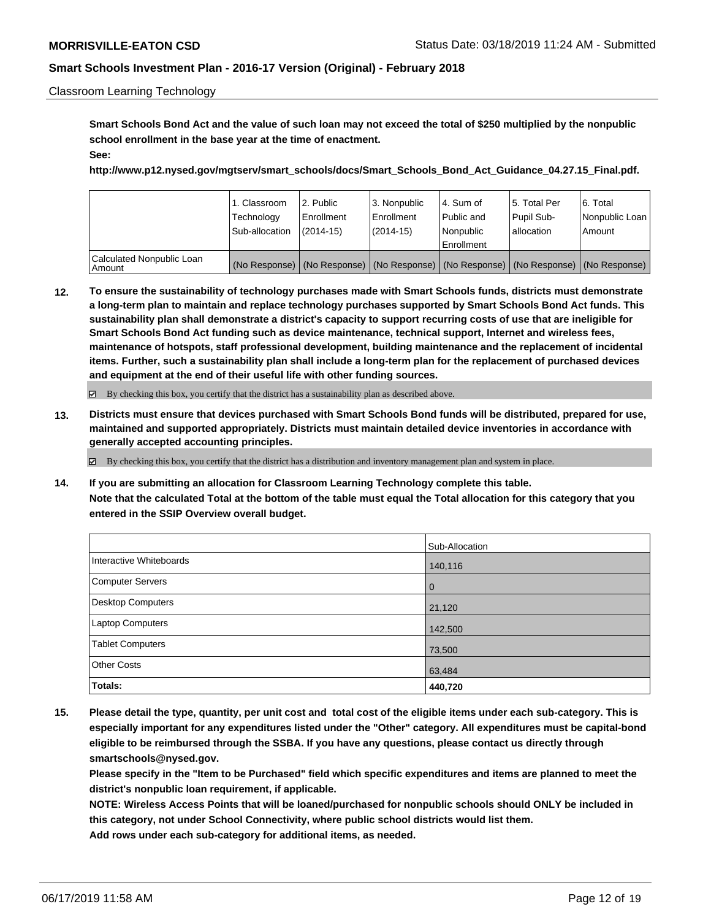Classroom Learning Technology

**Smart Schools Bond Act and the value of such loan may not exceed the total of $250 multiplied by the nonpublic school enrollment in the base year at the time of enactment.**
**See:**
**http://www.p12.nysed.gov/mgtserv/smart_schools/docs/Smart_Schools_Bond_Act_Guidance_04.27.15_Final.pdf.**

| | 1. Classroom Technology Sub-allocation | 2. Public Enrollment (2014-15) | 3. Nonpublic Enrollment (2014-15) | 4. Sum of Public and Nonpublic Enrollment | 5. Total Per Pupil Sub-allocation | 6. Total Nonpublic Loan Amount |
|---|---|---|---|---|---|---|
| Calculated Nonpublic Loan Amount | (No Response) | (No Response) | (No Response) | (No Response) | (No Response) | (No Response) |

**12. To ensure the sustainability of technology purchases made with Smart Schools funds, districts must demonstrate a long-term plan to maintain and replace technology purchases supported by Smart Schools Bond Act funds. This sustainability plan shall demonstrate a district's capacity to support recurring costs of use that are ineligible for Smart Schools Bond Act funding such as device maintenance, technical support, Internet and wireless fees, maintenance of hotspots, staff professional development, building maintenance and the replacement of incidental items. Further, such a sustainability plan shall include a long-term plan for the replacement of purchased devices and equipment at the end of their useful life with other funding sources.**

☑ By checking this box, you certify that the district has a sustainability plan as described above.

**13. Districts must ensure that devices purchased with Smart Schools Bond funds will be distributed, prepared for use, maintained and supported appropriately. Districts must maintain detailed device inventories in accordance with generally accepted accounting principles.**

☑ By checking this box, you certify that the district has a distribution and inventory management plan and system in place.

**14. If you are submitting an allocation for Classroom Learning Technology complete this table.**
**Note that the calculated Total at the bottom of the table must equal the Total allocation for this category that you entered in the SSIP Overview overall budget.**

| | Sub-Allocation |
|---|---|
| Interactive Whiteboards | 140,116 |
| Computer Servers | 0 |
| Desktop Computers | 21,120 |
| Laptop Computers | 142,500 |
| Tablet Computers | 73,500 |
| Other Costs | 63,484 |
| **Totals:** | **440,720** |

**15. Please detail the type, quantity, per unit cost and total cost of the eligible items under each sub-category. This is especially important for any expenditures listed under the "Other" category. All expenditures must be capital-bond eligible to be reimbursed through the SSBA. If you have any questions, please contact us directly through smartschools@nysed.gov.**
**Please specify in the "Item to be Purchased" field which specific expenditures and items are planned to meet the district's nonpublic loan requirement, if applicable.**
**NOTE: Wireless Access Points that will be loaned/purchased for nonpublic schools should ONLY be included in this category, not under School Connectivity, where public school districts would list them.**
**Add rows under each sub-category for additional items, as needed.**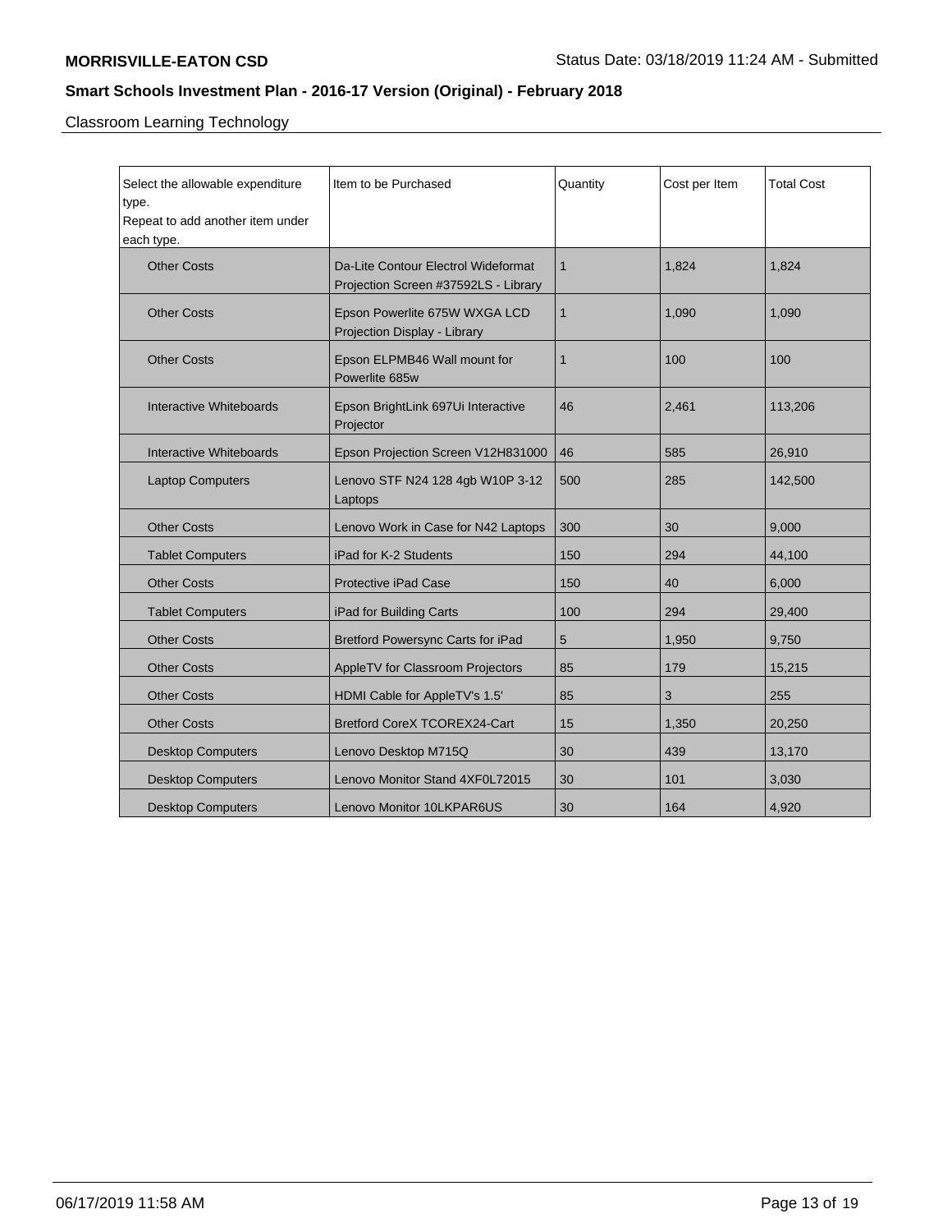Classroom Learning Technology

| Select the allowable expenditure type. Repeat to add another item under each type. | Item to be Purchased | Quantity | Cost per Item | Total Cost |
|---|---|---|---|---|
| Other Costs | Da-Lite Contour Electrol Wideformat Projection Screen #37592LS - Library | 1 | 1,824 | 1,824 |
| Other Costs | Epson Powerlite 675W WXGA LCD Projection Display - Library | 1 | 1,090 | 1,090 |
| Other Costs | Epson ELPMB46 Wall mount for Powerlite 685w | 1 | 100 | 100 |
| Interactive Whiteboards | Epson BrightLink 697Ui Interactive Projector | 46 | 2,461 | 113,206 |
| Interactive Whiteboards | Epson Projection Screen V12H831000 | 46 | 585 | 26,910 |
| Laptop Computers | Lenovo STF N24 128 4gb W10P 3-12 Laptops | 500 | 285 | 142,500 |
| Other Costs | Lenovo Work in Case for N42 Laptops | 300 | 30 | 9,000 |
| Tablet Computers | iPad for K-2 Students | 150 | 294 | 44,100 |
| Other Costs | Protective iPad Case | 150 | 40 | 6,000 |
| Tablet Computers | iPad for Building Carts | 100 | 294 | 29,400 |
| Other Costs | Bretford Powersync Carts for iPad | 5 | 1,950 | 9,750 |
| Other Costs | AppleTV for Classroom Projectors | 85 | 179 | 15,215 |
| Other Costs | HDMI Cable for AppleTV's 1.5' | 85 | 3 | 255 |
| Other Costs | Bretford CoreX TCOREX24-Cart | 15 | 1,350 | 20,250 |
| Desktop Computers | Lenovo Desktop M715Q | 30 | 439 | 13,170 |
| Desktop Computers | Lenovo Monitor Stand 4XF0L72015 | 30 | 101 | 3,030 |
| Desktop Computers | Lenovo Monitor 10LKPAR6US | 30 | 164 | 4,920 |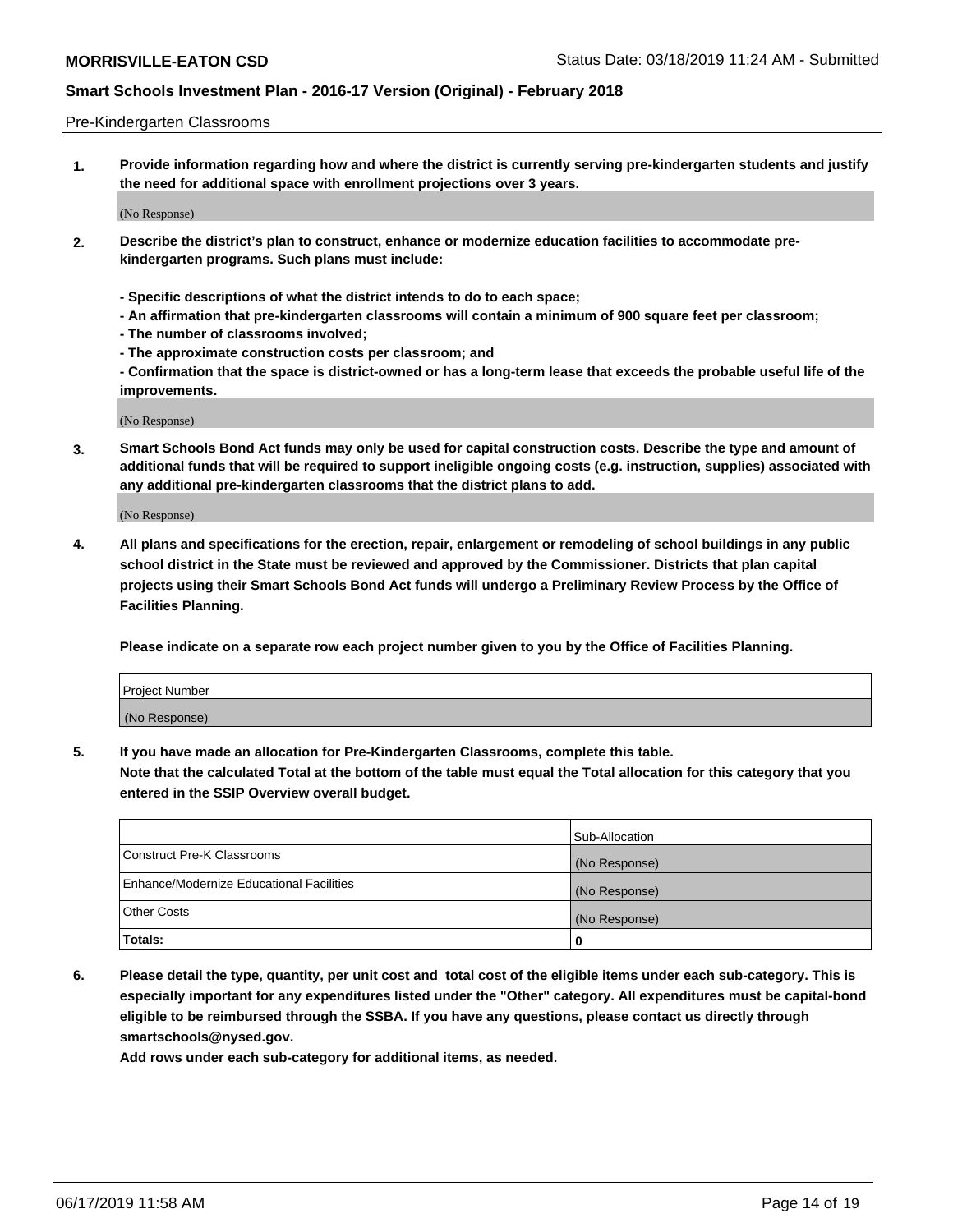Pre-Kindergarten Classrooms

1. **Provide information regarding how and where the district is currently serving pre-kindergarten students and justify the need for additional space with enrollment projections over 3 years.**

   (No Response)

2. **Describe the district's plan to construct, enhance or modernize education facilities to accommodate pre-kindergarten programs. Such plans must include:**

   **- Specific descriptions of what the district intends to do to each space;**
   **- An affirmation that pre-kindergarten classrooms will contain a minimum of 900 square feet per classroom;**
   **- The number of classrooms involved;**
   **- The approximate construction costs per classroom; and**
   **- Confirmation that the space is district-owned or has a long-term lease that exceeds the probable useful life of the improvements.**

   (No Response)

3. **Smart Schools Bond Act funds may only be used for capital construction costs. Describe the type and amount of additional funds that will be required to support ineligible ongoing costs (e.g. instruction, supplies) associated with any additional pre-kindergarten classrooms that the district plans to add.**

   (No Response)

4. **All plans and specifications for the erection, repair, enlargement or remodeling of school buildings in any public school district in the State must be reviewed and approved by the Commissioner. Districts that plan capital projects using their Smart Schools Bond Act funds will undergo a Preliminary Review Process by the Office of Facilities Planning.**

   **Please indicate on a separate row each project number given to you by the Office of Facilities Planning.**

| Project Number |
|---|
| (No Response) |

5. **If you have made an allocation for Pre-Kindergarten Classrooms, complete this table.**
   **Note that the calculated Total at the bottom of the table must equal the Total allocation for this category that you entered in the SSIP Overview overall budget.**

| | Sub-Allocation |
|---|---|
| Construct Pre-K Classrooms | (No Response) |
| Enhance/Modernize Educational Facilities | (No Response) |
| Other Costs | (No Response) |
| **Totals:** | **0** |

6. **Please detail the type, quantity, per unit cost and total cost of the eligible items under each sub-category. This is especially important for any expenditures listed under the "Other" category. All expenditures must be capital-bond eligible to be reimbursed through the SSBA. If you have any questions, please contact us directly through smartschools@nysed.gov.**

   **Add rows under each sub-category for additional items, as needed.**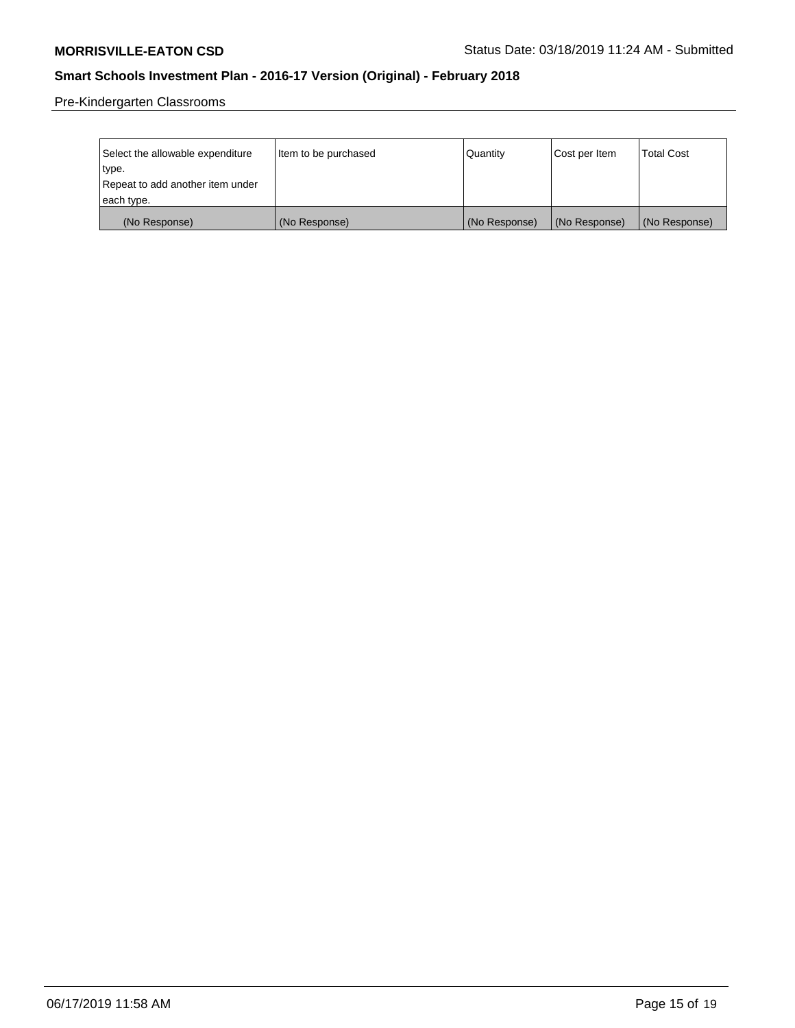Pre-Kindergarten Classrooms

| Select the allowable expenditure type.<br>Repeat to add another item under each type. | Item to be purchased | Quantity | Cost per Item | Total Cost |
|---|---|---|---|---|
| (No Response) | (No Response) | (No Response) | (No Response) | (No Response) |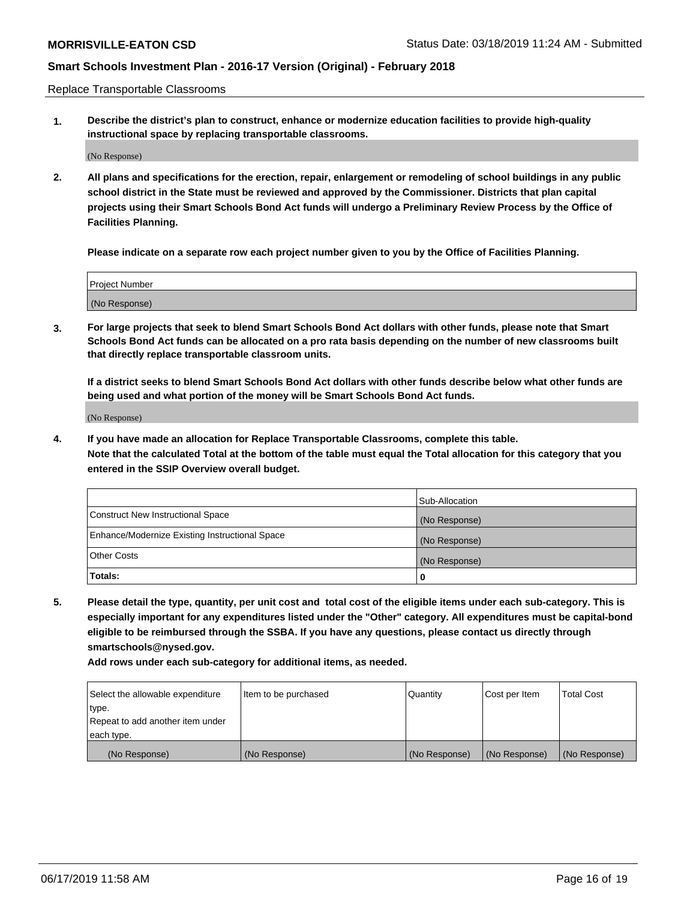Replace Transportable Classrooms

1. **Describe the district's plan to construct, enhance or modernize education facilities to provide high-quality instructional space by replacing transportable classrooms.**

(No Response)

2. **All plans and specifications for the erection, repair, enlargement or remodeling of school buildings in any public school district in the State must be reviewed and approved by the Commissioner. Districts that plan capital projects using their Smart Schools Bond Act funds will undergo a Preliminary Review Process by the Office of Facilities Planning.**

**Please indicate on a separate row each project number given to you by the Office of Facilities Planning.**

| Project Number |
|---|
| (No Response) |

3. **For large projects that seek to blend Smart Schools Bond Act dollars with other funds, please note that Smart Schools Bond Act funds can be allocated on a pro rata basis depending on the number of new classrooms built that directly replace transportable classroom units.**

**If a district seeks to blend Smart Schools Bond Act dollars with other funds describe below what other funds are being used and what portion of the money will be Smart Schools Bond Act funds.**

(No Response)

4. **If you have made an allocation for Replace Transportable Classrooms, complete this table. Note that the calculated Total at the bottom of the table must equal the Total allocation for this category that you entered in the SSIP Overview overall budget.**

| | Sub-Allocation |
|---|---|
| Construct New Instructional Space | (No Response) |
| Enhance/Modernize Existing Instructional Space | (No Response) |
| Other Costs | (No Response) |
| **Totals:** | **0** |

5. **Please detail the type, quantity, per unit cost and total cost of the eligible items under each sub-category. This is especially important for any expenditures listed under the "Other" category. All expenditures must be capital-bond eligible to be reimbursed through the SSBA. If you have any questions, please contact us directly through smartschools@nysed.gov.**

**Add rows under each sub-category for additional items, as needed.**

| Select the allowable expenditure type. Repeat to add another item under each type. | Item to be purchased | Quantity | Cost per Item | Total Cost |
|---|---|---|---|---|
| (No Response) | (No Response) | (No Response) | (No Response) | (No Response) |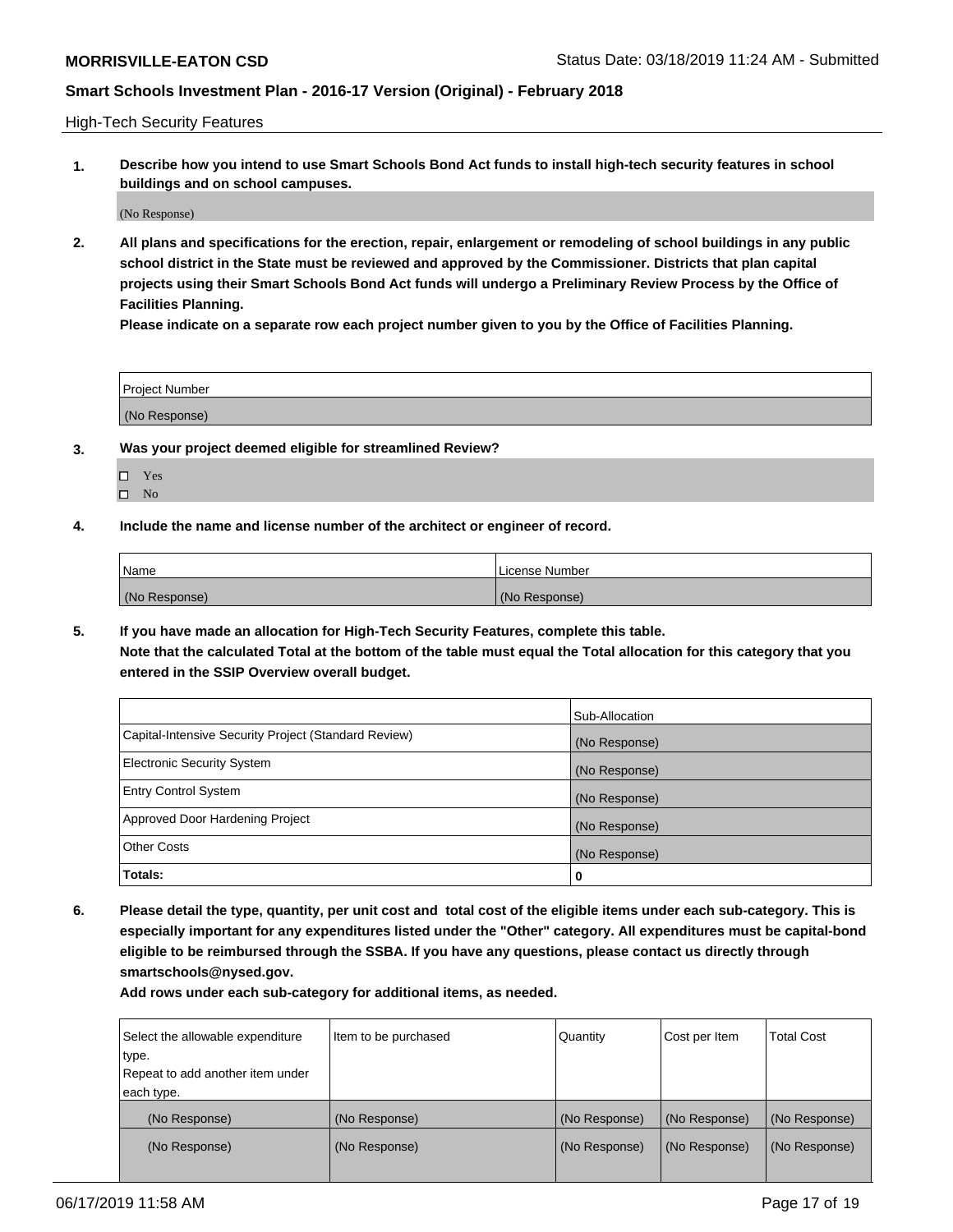High-Tech Security Features

**1. Describe how you intend to use Smart Schools Bond Act funds to install high-tech security features in school buildings and on school campuses.**

(No Response)

**2. All plans and specifications for the erection, repair, enlargement or remodeling of school buildings in any public school district in the State must be reviewed and approved by the Commissioner. Districts that plan capital projects using their Smart Schools Bond Act funds will undergo a Preliminary Review Process by the Office of Facilities Planning.**

**Please indicate on a separate row each project number given to you by the Office of Facilities Planning.**

| Project Number |
|---|
| (No Response) |

**3. Was your project deemed eligible for streamlined Review?**

- ☐ Yes
- ☐ No

**4. Include the name and license number of the architect or engineer of record.**

| Name | License Number |
|---|---|
| (No Response) | (No Response) |

**5. If you have made an allocation for High-Tech Security Features, complete this table.**
**Note that the calculated Total at the bottom of the table must equal the Total allocation for this category that you entered in the SSIP Overview overall budget.**

| | Sub-Allocation |
|---|---|
| Capital-Intensive Security Project (Standard Review) | (No Response) |
| Electronic Security System | (No Response) |
| Entry Control System | (No Response) |
| Approved Door Hardening Project | (No Response) |
| Other Costs | (No Response) |
| **Totals:** | **0** |

**6. Please detail the type, quantity, per unit cost and total cost of the eligible items under each sub-category. This is especially important for any expenditures listed under the "Other" category. All expenditures must be capital-bond eligible to be reimbursed through the SSBA. If you have any questions, please contact us directly through smartschools@nysed.gov.**

**Add rows under each sub-category for additional items, as needed.**

| Select the allowable expenditure type. Repeat to add another item under each type. | Item to be purchased | Quantity | Cost per Item | Total Cost |
|---|---|---|---|---|
| (No Response) | (No Response) | (No Response) | (No Response) | (No Response) |
| (No Response) | (No Response) | (No Response) | (No Response) | (No Response) |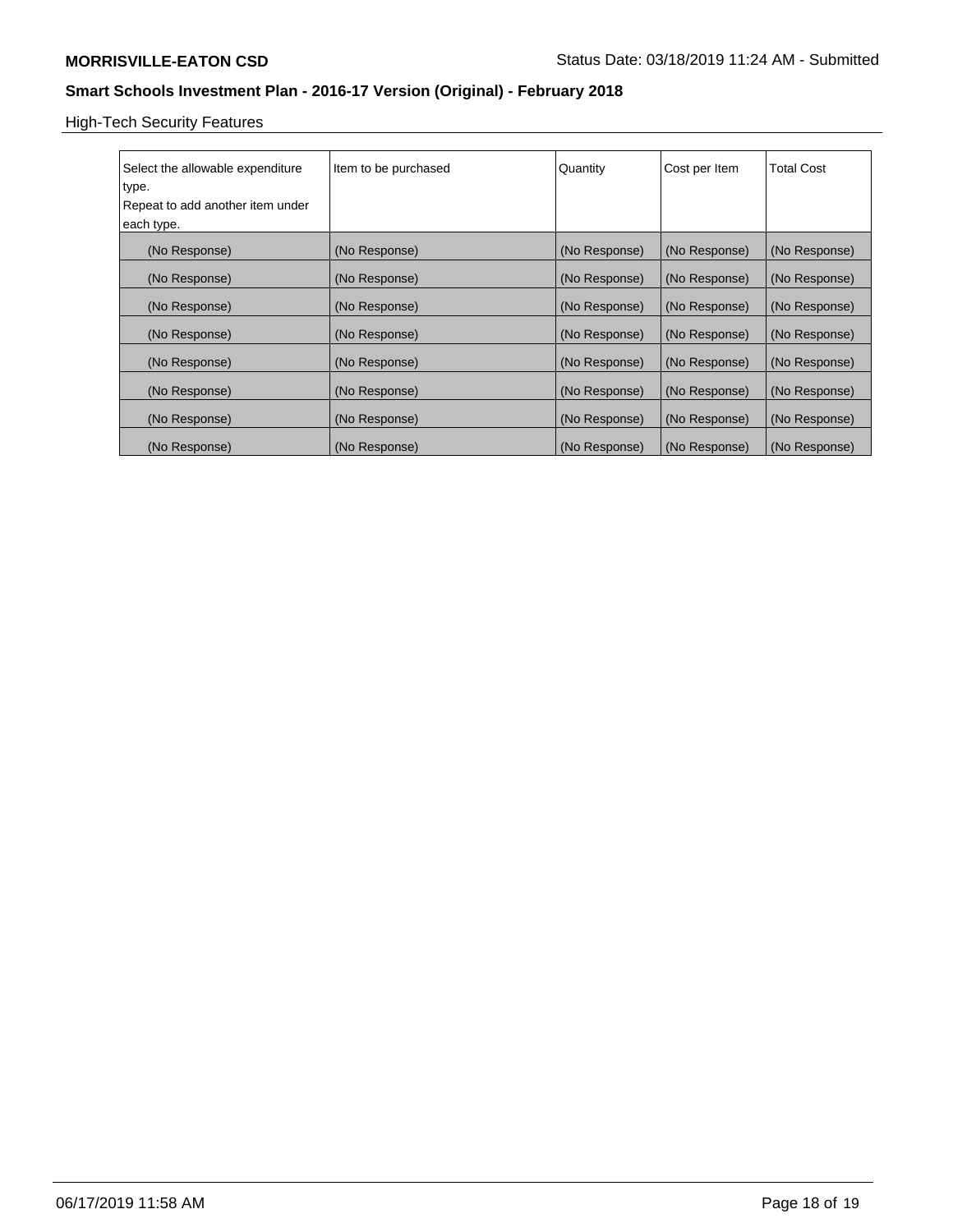High-Tech Security Features

| Select the allowable expenditure type. Repeat to add another item under each type. | Item to be purchased | Quantity | Cost per Item | Total Cost |
| --- | --- | --- | --- | --- |
| (No Response) | (No Response) | (No Response) | (No Response) | (No Response) |
| (No Response) | (No Response) | (No Response) | (No Response) | (No Response) |
| (No Response) | (No Response) | (No Response) | (No Response) | (No Response) |
| (No Response) | (No Response) | (No Response) | (No Response) | (No Response) |
| (No Response) | (No Response) | (No Response) | (No Response) | (No Response) |
| (No Response) | (No Response) | (No Response) | (No Response) | (No Response) |
| (No Response) | (No Response) | (No Response) | (No Response) | (No Response) |
| (No Response) | (No Response) | (No Response) | (No Response) | (No Response) |